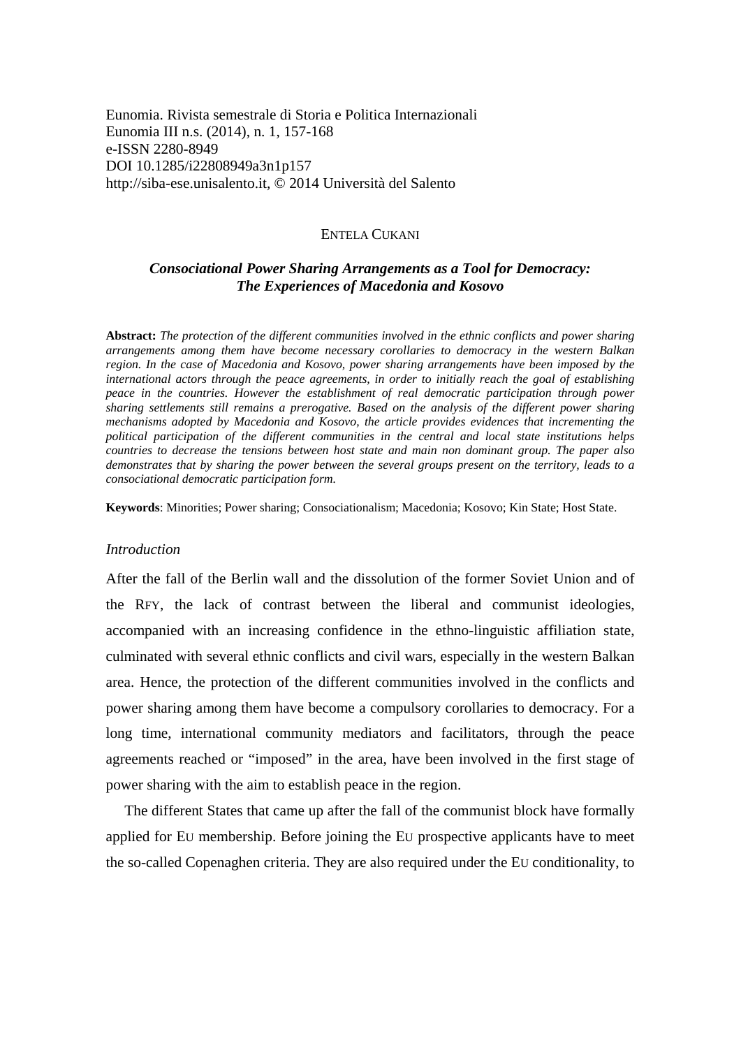Eunomia. Rivista semestrale di Storia e Politica Internazionali
Eunomia III n.s. (2014), n. 1, 157-168
e-ISSN 2280-8949
DOI 10.1285/i22808949a3n1p157
http://siba-ese.unisalento.it, © 2014 Università del Salento

ENTELA CUKANI

# *Consociational Power Sharing Arrangements as a Tool for Democracy: The Experiences of Macedonia and Kosovo*

**Abstract:** *The protection of the different communities involved in the ethnic conflicts and power sharing arrangements among them have become necessary corollaries to democracy in the western Balkan region. In the case of Macedonia and Kosovo, power sharing arrangements have been imposed by the international actors through the peace agreements, in order to initially reach the goal of establishing peace in the countries. However the establishment of real democratic participation through power sharing settlements still remains a prerogative. Based on the analysis of the different power sharing mechanisms adopted by Macedonia and Kosovo, the article provides evidences that incrementing the political participation of the different communities in the central and local state institutions helps countries to decrease the tensions between host state and main non dominant group. The paper also demonstrates that by sharing the power between the several groups present on the territory, leads to a consociational democratic participation form.*

**Keywords**: Minorities; Power sharing; Consociationalism; Macedonia; Kosovo; Kin State; Host State.

## *Introduction*

After the fall of the Berlin wall and the dissolution of the former Soviet Union and of the RFY, the lack of contrast between the liberal and communist ideologies, accompanied with an increasing confidence in the ethno-linguistic affiliation state, culminated with several ethnic conflicts and civil wars, especially in the western Balkan area. Hence, the protection of the different communities involved in the conflicts and power sharing among them have become a compulsory corollaries to democracy. For a long time, international community mediators and facilitators, through the peace agreements reached or "imposed" in the area, have been involved in the first stage of power sharing with the aim to establish peace in the region.

The different States that came up after the fall of the communist block have formally applied for EU membership. Before joining the EU prospective applicants have to meet the so-called Copenaghen criteria. They are also required under the EU conditionality, to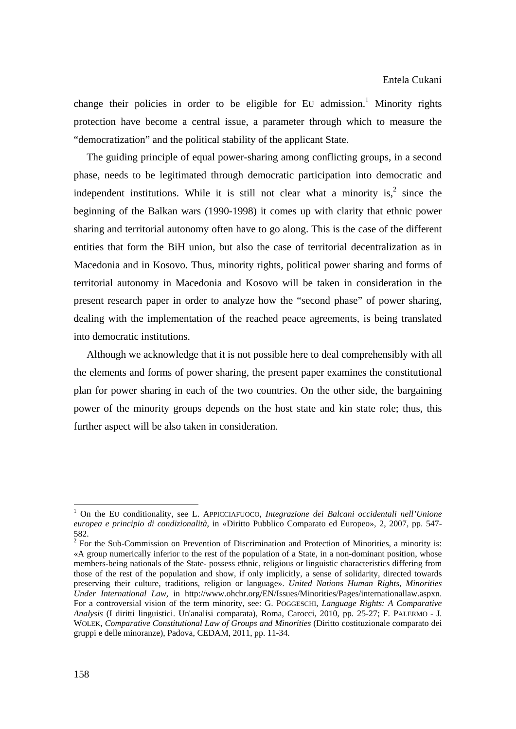change their policies in order to be eligible for EU admission.[1] Minority rights protection have become a central issue, a parameter through which to measure the "democratization" and the political stability of the applicant State.

The guiding principle of equal power-sharing among conflicting groups, in a second phase, needs to be legitimated through democratic participation into democratic and independent institutions. While it is still not clear what a minority is,[2] since the beginning of the Balkan wars (1990-1998) it comes up with clarity that ethnic power sharing and territorial autonomy often have to go along. This is the case of the different entities that form the BiH union, but also the case of territorial decentralization as in Macedonia and in Kosovo. Thus, minority rights, political power sharing and forms of territorial autonomy in Macedonia and Kosovo will be taken in consideration in the present research paper in order to analyze how the "second phase" of power sharing, dealing with the implementation of the reached peace agreements, is being translated into democratic institutions.

Although we acknowledge that it is not possible here to deal comprehensibly with all the elements and forms of power sharing, the present paper examines the constitutional plan for power sharing in each of the two countries. On the other side, the bargaining power of the minority groups depends on the host state and kin state role; thus, this further aspect will be also taken in consideration.

---

[1] On the EU conditionality, see L. APPICCIAFUOCO, *Integrazione dei Balcani occidentali nell'Unione europea e principio di condizionalità*, in «Diritto Pubblico Comparato ed Europeo», 2, 2007, pp. 547-582.

[2] For the Sub-Commission on Prevention of Discrimination and Protection of Minorities, a minority is: «A group numerically inferior to the rest of the population of a State, in a non-dominant position, whose members-being nationals of the State- possess ethnic, religious or linguistic characteristics differing from those of the rest of the population and show, if only implicitly, a sense of solidarity, directed towards preserving their culture, traditions, religion or language». *United Nations Human Rights, Minorities Under International Law,* in http://www.ohchr.org/EN/Issues/Minorities/Pages/internationallaw.aspxn. For a controversial vision of the term minority, see: G. POGGESCHI, *Language Rights: A Comparative Analysis* (I diritti linguistici. Un'analisi comparata), Roma, Carocci, 2010, pp. 25-27; F. PALERMO - J. WOLEK, *Comparative Constitutional Law of Groups and Minorities* (Diritto costituzionale comparato dei gruppi e delle minoranze), Padova, CEDAM, 2011, pp. 11-34.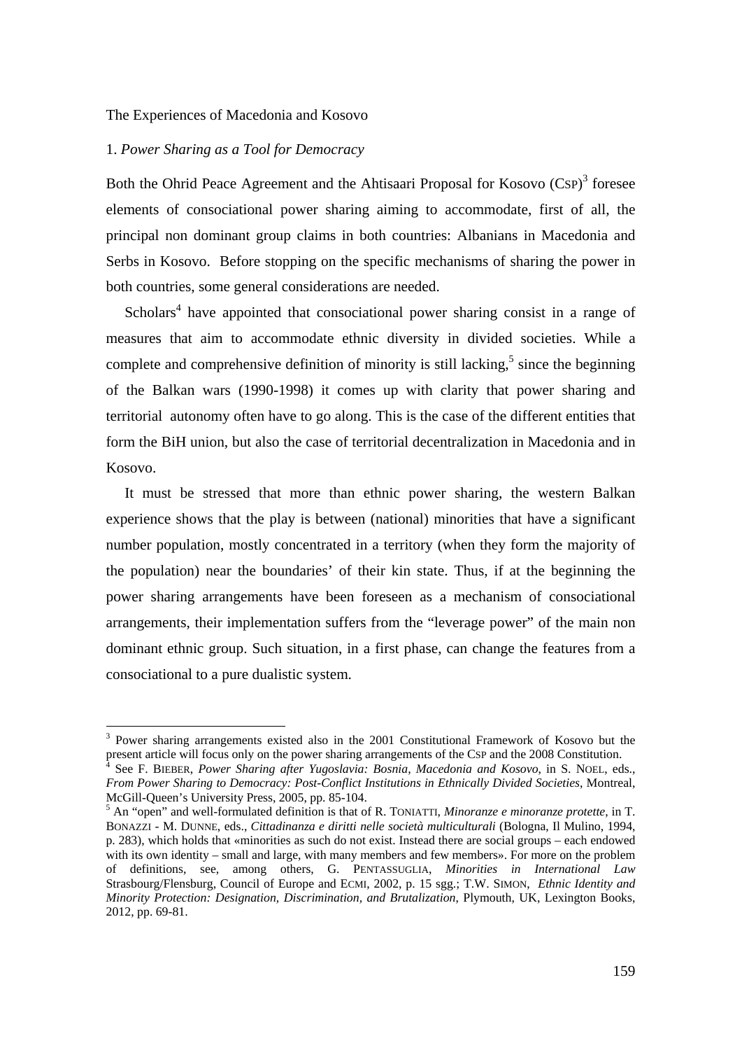The Experiences of Macedonia and Kosovo

## 1. *Power Sharing as a Tool for Democracy*

Both the Ohrid Peace Agreement and the Ahtisaari Proposal for Kosovo (CSP)[3] foresee elements of consociational power sharing aiming to accommodate, first of all, the principal non dominant group claims in both countries: Albanians in Macedonia and Serbs in Kosovo. Before stopping on the specific mechanisms of sharing the power in both countries, some general considerations are needed.

Scholars[4] have appointed that consociational power sharing consist in a range of measures that aim to accommodate ethnic diversity in divided societies. While a complete and comprehensive definition of minority is still lacking,[5] since the beginning of the Balkan wars (1990-1998) it comes up with clarity that power sharing and territorial autonomy often have to go along. This is the case of the different entities that form the BiH union, but also the case of territorial decentralization in Macedonia and in Kosovo.

It must be stressed that more than ethnic power sharing, the western Balkan experience shows that the play is between (national) minorities that have a significant number population, mostly concentrated in a territory (when they form the majority of the population) near the boundaries' of their kin state. Thus, if at the beginning the power sharing arrangements have been foreseen as a mechanism of consociational arrangements, their implementation suffers from the "leverage power" of the main non dominant ethnic group. Such situation, in a first phase, can change the features from a consociational to a pure dualistic system.

---

[3] Power sharing arrangements existed also in the 2001 Constitutional Framework of Kosovo but the present article will focus only on the power sharing arrangements of the CSP and the 2008 Constitution.

[4] See F. BIEBER, *Power Sharing after Yugoslavia: Bosnia, Macedonia and Kosovo*, in S. NOEL, eds., *From Power Sharing to Democracy: Post-Conflict Institutions in Ethnically Divided Societies*, Montreal, McGill-Queen's University Press, 2005, pp. 85-104.

[5] An "open" and well-formulated definition is that of R. TONIATTI, *Minoranze e minoranze protette*, in T. BONAZZI - M. DUNNE, eds., *Cittadinanza e diritti nelle società multiculturali* (Bologna, Il Mulino, 1994, p. 283), which holds that «minorities as such do not exist. Instead there are social groups – each endowed with its own identity – small and large, with many members and few members». For more on the problem of definitions, see, among others, G. PENTASSUGLIA, *Minorities in International Law* Strasbourg/Flensburg, Council of Europe and ECMI, 2002, p. 15 sgg.; T.W. SIMON, *Ethnic Identity and Minority Protection: Designation, Discrimination, and Brutalization*, Plymouth, UK, Lexington Books, 2012, pp. 69-81.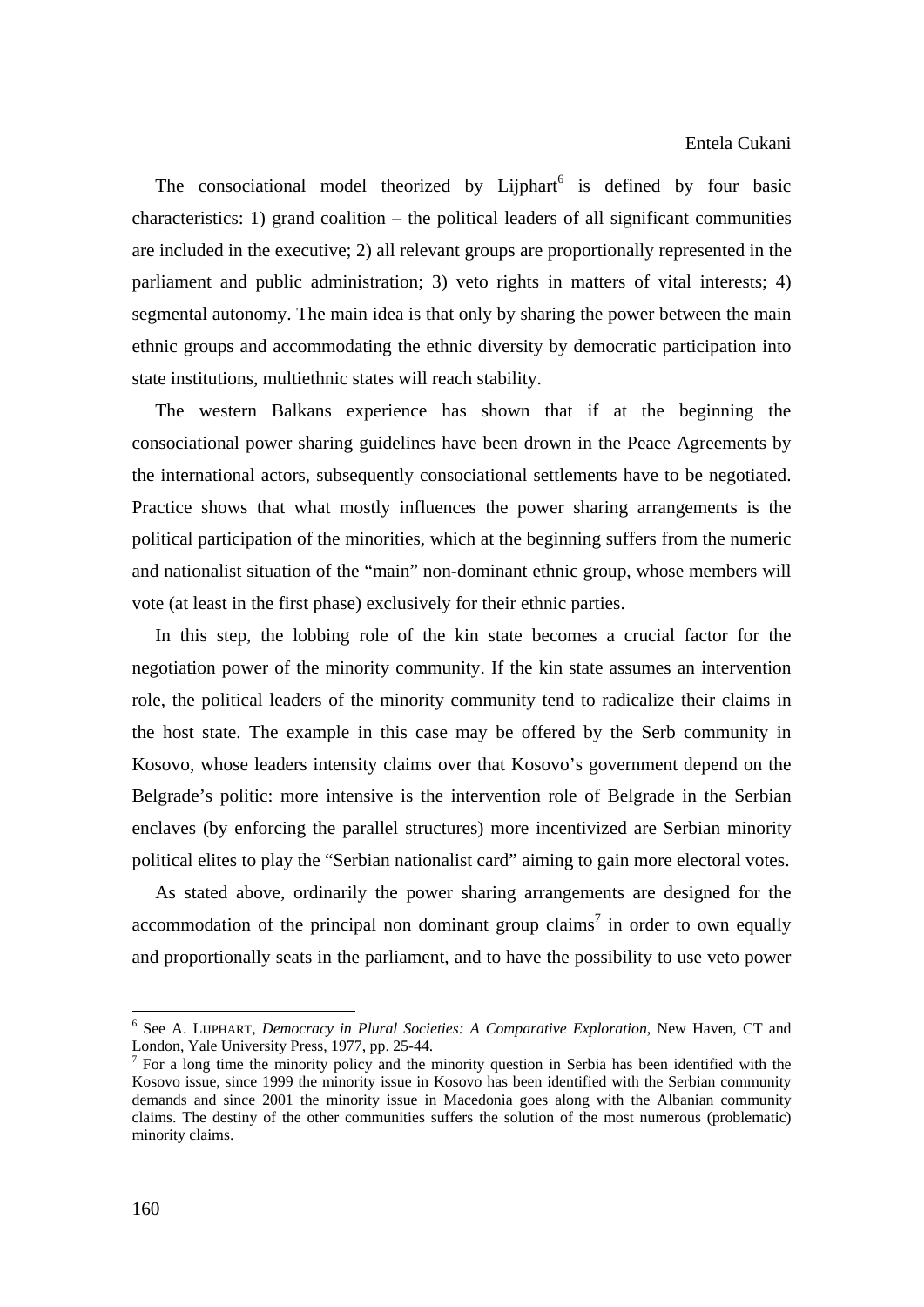The consociational model theorized by Lijphart[6] is defined by four basic characteristics: 1) grand coalition – the political leaders of all significant communities are included in the executive; 2) all relevant groups are proportionally represented in the parliament and public administration; 3) veto rights in matters of vital interests; 4) segmental autonomy. The main idea is that only by sharing the power between the main ethnic groups and accommodating the ethnic diversity by democratic participation into state institutions, multiethnic states will reach stability.

The western Balkans experience has shown that if at the beginning the consociational power sharing guidelines have been drown in the Peace Agreements by the international actors, subsequently consociational settlements have to be negotiated. Practice shows that what mostly influences the power sharing arrangements is the political participation of the minorities, which at the beginning suffers from the numeric and nationalist situation of the "main" non-dominant ethnic group, whose members will vote (at least in the first phase) exclusively for their ethnic parties.

In this step, the lobbing role of the kin state becomes a crucial factor for the negotiation power of the minority community. If the kin state assumes an intervention role, the political leaders of the minority community tend to radicalize their claims in the host state. The example in this case may be offered by the Serb community in Kosovo, whose leaders intensity claims over that Kosovo's government depend on the Belgrade's politic: more intensive is the intervention role of Belgrade in the Serbian enclaves (by enforcing the parallel structures) more incentivized are Serbian minority political elites to play the "Serbian nationalist card" aiming to gain more electoral votes.

As stated above, ordinarily the power sharing arrangements are designed for the accommodation of the principal non dominant group claims[7] in order to own equally and proportionally seats in the parliament, and to have the possibility to use veto power

---

[6] See A. LIJPHART, *Democracy in Plural Societies: A Comparative Exploration*, New Haven, CT and London, Yale University Press, 1977, pp. 25-44.

[7] For a long time the minority policy and the minority question in Serbia has been identified with the Kosovo issue, since 1999 the minority issue in Kosovo has been identified with the Serbian community demands and since 2001 the minority issue in Macedonia goes along with the Albanian community claims. The destiny of the other communities suffers the solution of the most numerous (problematic) minority claims.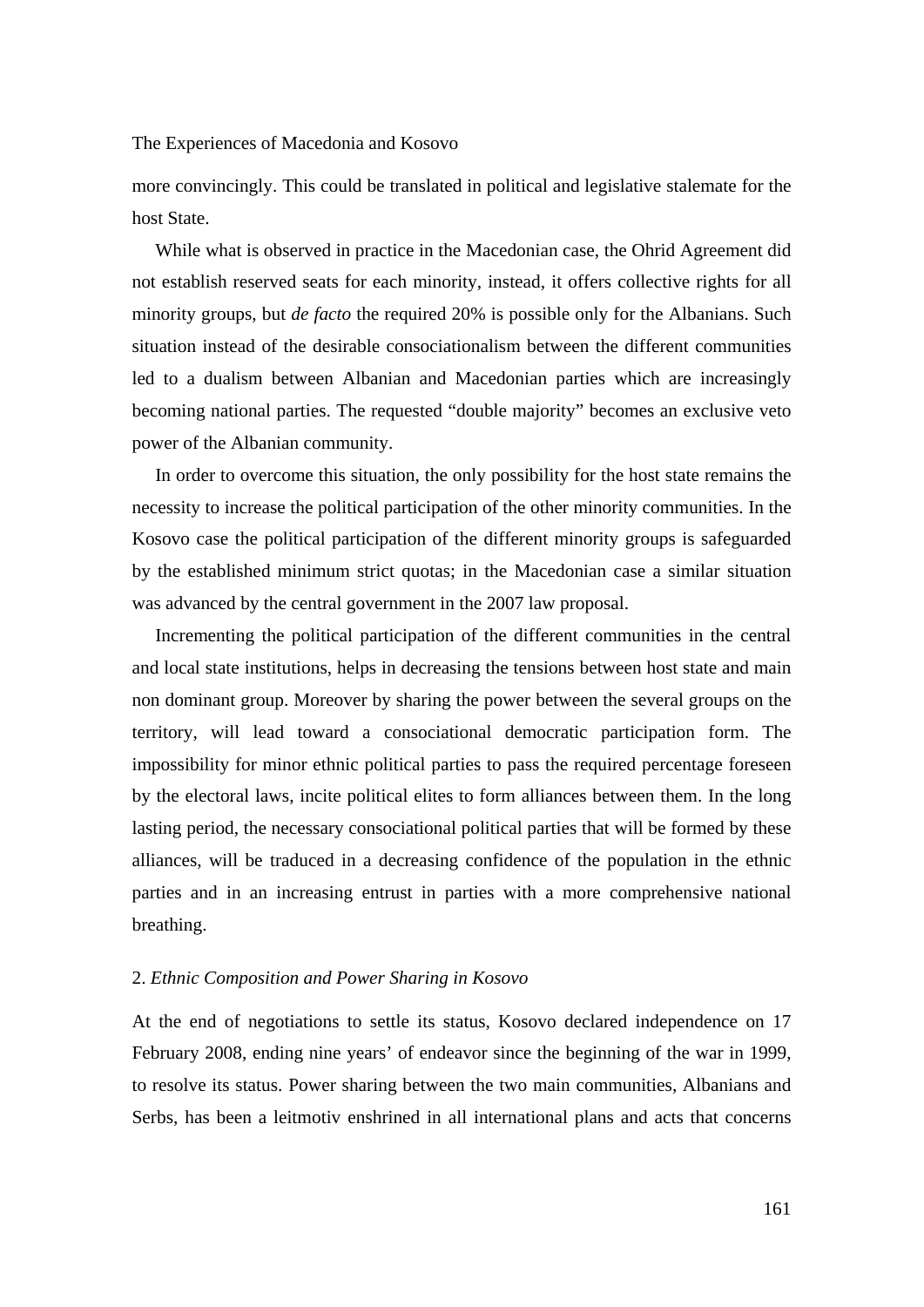more convincingly. This could be translated in political and legislative stalemate for the host State.

While what is observed in practice in the Macedonian case, the Ohrid Agreement did not establish reserved seats for each minority, instead, it offers collective rights for all minority groups, but *de facto* the required 20% is possible only for the Albanians. Such situation instead of the desirable consociationalism between the different communities led to a dualism between Albanian and Macedonian parties which are increasingly becoming national parties. The requested "double majority" becomes an exclusive veto power of the Albanian community.

In order to overcome this situation, the only possibility for the host state remains the necessity to increase the political participation of the other minority communities. In the Kosovo case the political participation of the different minority groups is safeguarded by the established minimum strict quotas; in the Macedonian case a similar situation was advanced by the central government in the 2007 law proposal.

Incrementing the political participation of the different communities in the central and local state institutions, helps in decreasing the tensions between host state and main non dominant group. Moreover by sharing the power between the several groups on the territory, will lead toward a consociational democratic participation form. The impossibility for minor ethnic political parties to pass the required percentage foreseen by the electoral laws, incite political elites to form alliances between them. In the long lasting period, the necessary consociational political parties that will be formed by these alliances, will be traduced in a decreasing confidence of the population in the ethnic parties and in an increasing entrust in parties with a more comprehensive national breathing.

## 2. *Ethnic Composition and Power Sharing in Kosovo*

At the end of negotiations to settle its status, Kosovo declared independence on 17 February 2008, ending nine years' of endeavor since the beginning of the war in 1999, to resolve its status. Power sharing between the two main communities, Albanians and Serbs, has been a leitmotiv enshrined in all international plans and acts that concerns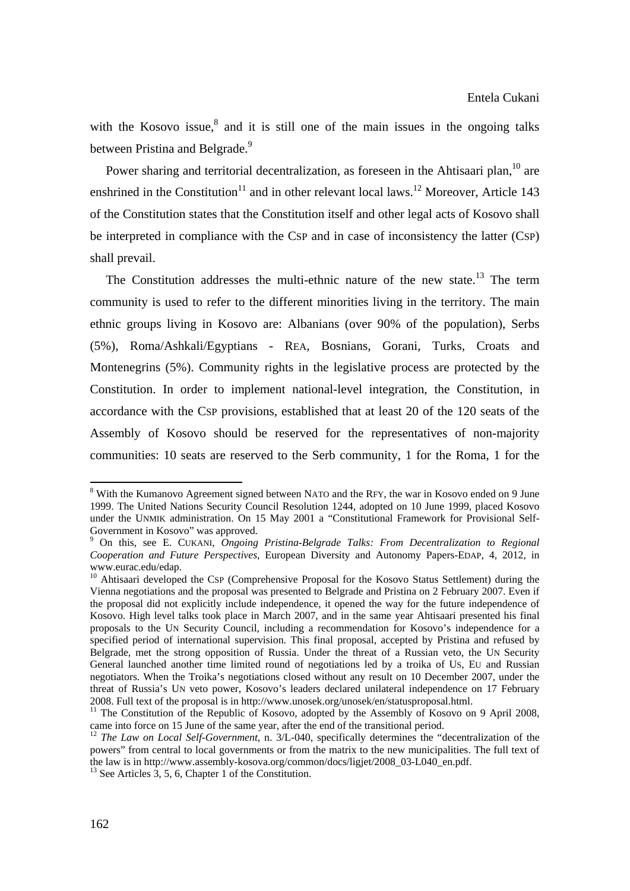with the Kosovo issue,[8] and it is still one of the main issues in the ongoing talks between Pristina and Belgrade.[9]

Power sharing and territorial decentralization, as foreseen in the Ahtisaari plan,[10] are enshrined in the Constitution[11] and in other relevant local laws.[12] Moreover, Article 143 of the Constitution states that the Constitution itself and other legal acts of Kosovo shall be interpreted in compliance with the CSP and in case of inconsistency the latter (CSP) shall prevail.

The Constitution addresses the multi-ethnic nature of the new state.[13] The term community is used to refer to the different minorities living in the territory. The main ethnic groups living in Kosovo are: Albanians (over 90% of the population), Serbs (5%), Roma/Ashkali/Egyptians - REA, Bosnians, Gorani, Turks, Croats and Montenegrins (5%). Community rights in the legislative process are protected by the Constitution. In order to implement national-level integration, the Constitution, in accordance with the CSP provisions, established that at least 20 of the 120 seats of the Assembly of Kosovo should be reserved for the representatives of non-majority communities: 10 seats are reserved to the Serb community, 1 for the Roma, 1 for the

---

[8] With the Kumanovo Agreement signed between NATO and the RFY, the war in Kosovo ended on 9 June 1999. The United Nations Security Council Resolution 1244, adopted on 10 June 1999, placed Kosovo under the UNMIK administration. On 15 May 2001 a "Constitutional Framework for Provisional Self-Government in Kosovo" was approved.

[9] On this, see E. CUKANI, *Ongoing Pristina-Belgrade Talks: From Decentralization to Regional Cooperation and Future Perspectives*, European Diversity and Autonomy Papers-EDAP, 4, 2012, in www.eurac.edu/edap.

[10] Ahtisaari developed the CSP (Comprehensive Proposal for the Kosovo Status Settlement) during the Vienna negotiations and the proposal was presented to Belgrade and Pristina on 2 February 2007. Even if the proposal did not explicitly include independence, it opened the way for the future independence of Kosovo. High level talks took place in March 2007, and in the same year Ahtisaari presented his final proposals to the UN Security Council, including a recommendation for Kosovo's independence for a specified period of international supervision. This final proposal, accepted by Pristina and refused by Belgrade, met the strong opposition of Russia. Under the threat of a Russian veto, the UN Security General launched another time limited round of negotiations led by a troika of US, EU and Russian negotiators. When the Troika's negotiations closed without any result on 10 December 2007, under the threat of Russia's UN veto power, Kosovo's leaders declared unilateral independence on 17 February 2008. Full text of the proposal is in http://www.unosek.org/unosek/en/statusproposal.html.

[11] The Constitution of the Republic of Kosovo, adopted by the Assembly of Kosovo on 9 April 2008, came into force on 15 June of the same year, after the end of the transitional period.

[12] *The Law on Local Self-Government*, n. 3/L-040, specifically determines the "decentralization of the powers" from central to local governments or from the matrix to the new municipalities. The full text of the law is in http://www.assembly-kosova.org/common/docs/ligjet/2008_03-L040_en.pdf.

[13] See Articles 3, 5, 6, Chapter 1 of the Constitution.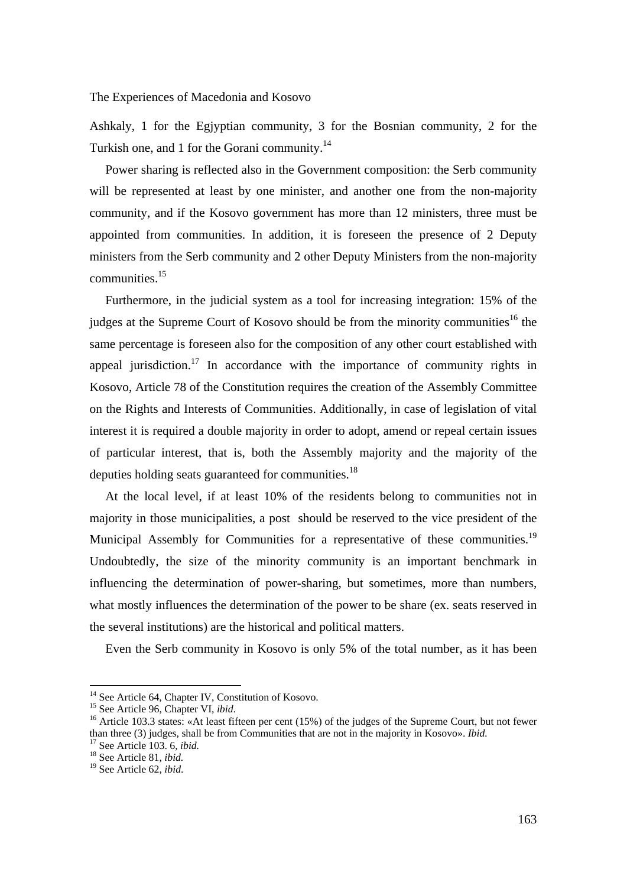Ashkaly, 1 for the Egjyptian community, 3 for the Bosnian community, 2 for the Turkish one, and 1 for the Gorani community.[14]

Power sharing is reflected also in the Government composition: the Serb community will be represented at least by one minister, and another one from the non-majority community, and if the Kosovo government has more than 12 ministers, three must be appointed from communities. In addition, it is foreseen the presence of 2 Deputy ministers from the Serb community and 2 other Deputy Ministers from the non-majority communities.[15]

Furthermore, in the judicial system as a tool for increasing integration: 15% of the judges at the Supreme Court of Kosovo should be from the minority communities[16] the same percentage is foreseen also for the composition of any other court established with appeal jurisdiction.[17] In accordance with the importance of community rights in Kosovo, Article 78 of the Constitution requires the creation of the Assembly Committee on the Rights and Interests of Communities. Additionally, in case of legislation of vital interest it is required a double majority in order to adopt, amend or repeal certain issues of particular interest, that is, both the Assembly majority and the majority of the deputies holding seats guaranteed for communities.[18]

At the local level, if at least 10% of the residents belong to communities not in majority in those municipalities, a post should be reserved to the vice president of the Municipal Assembly for Communities for a representative of these communities.[19] Undoubtedly, the size of the minority community is an important benchmark in influencing the determination of power-sharing, but sometimes, more than numbers, what mostly influences the determination of the power to be share (ex. seats reserved in the several institutions) are the historical and political matters.

Even the Serb community in Kosovo is only 5% of the total number, as it has been

---

[14] See Article 64, Chapter IV, Constitution of Kosovo.

[15] See Article 96, Chapter VI, *ibid.*

[16] Article 103.3 states: «At least fifteen per cent (15%) of the judges of the Supreme Court, but not fewer than three (3) judges, shall be from Communities that are not in the majority in Kosovo». *Ibid.*

[17] See Article 103. 6, *ibid.*

[18] See Article 81, *ibid.*

[19] See Article 62, *ibid.*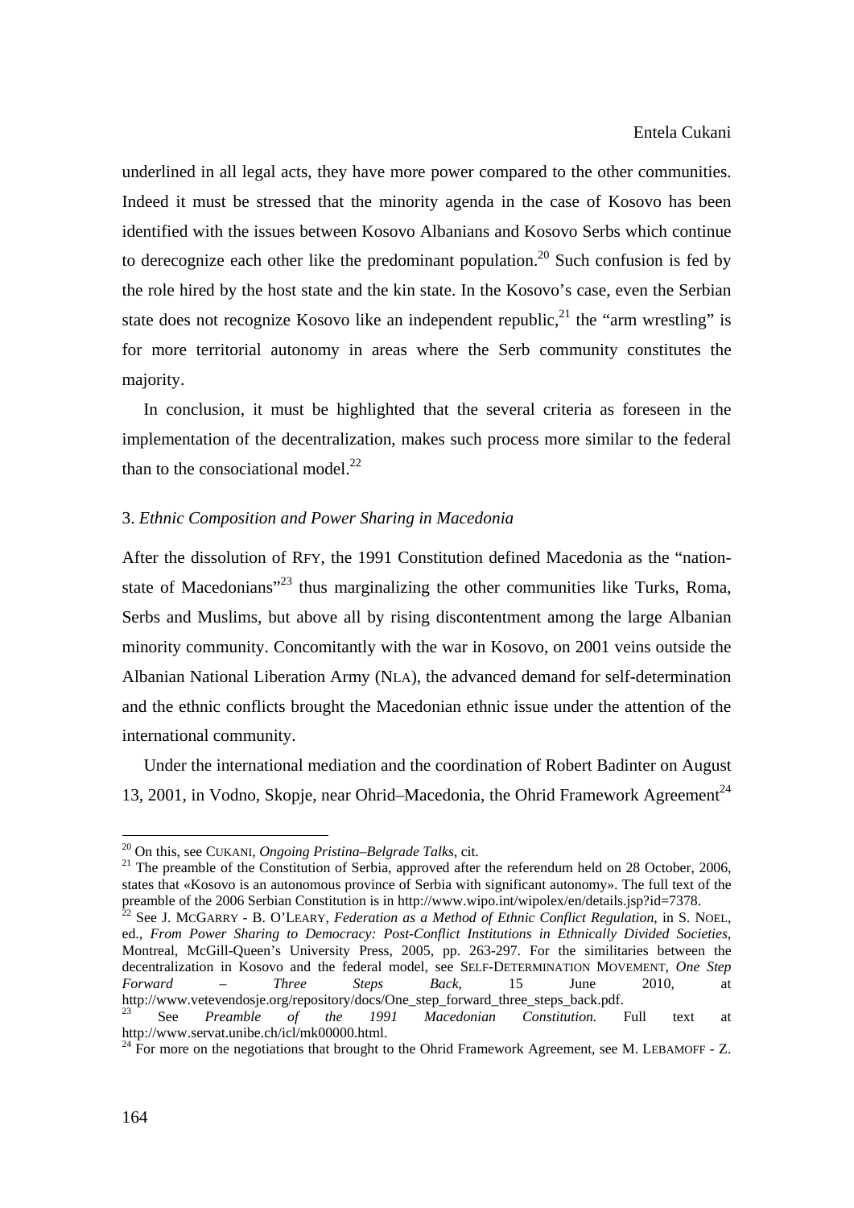underlined in all legal acts, they have more power compared to the other communities. Indeed it must be stressed that the minority agenda in the case of Kosovo has been identified with the issues between Kosovo Albanians and Kosovo Serbs which continue to derecognize each other like the predominant population.[20] Such confusion is fed by the role hired by the host state and the kin state. In the Kosovo's case, even the Serbian state does not recognize Kosovo like an independent republic,[21] the "arm wrestling" is for more territorial autonomy in areas where the Serb community constitutes the majority.

In conclusion, it must be highlighted that the several criteria as foreseen in the implementation of the decentralization, makes such process more similar to the federal than to the consociational model.[22]

### 3. *Ethnic Composition and Power Sharing in Macedonia*

After the dissolution of RFY, the 1991 Constitution defined Macedonia as the "nation-state of Macedonians"[23] thus marginalizing the other communities like Turks, Roma, Serbs and Muslims, but above all by rising discontentment among the large Albanian minority community. Concomitantly with the war in Kosovo, on 2001 veins outside the Albanian National Liberation Army (NLA), the advanced demand for self-determination and the ethnic conflicts brought the Macedonian ethnic issue under the attention of the international community.

Under the international mediation and the coordination of Robert Badinter on August 13, 2001, in Vodno, Skopje, near Ohrid–Macedonia, the Ohrid Framework Agreement[24]

---

[20] On this, see CUKANI, *Ongoing Pristina–Belgrade Talks*, cit.

[21] The preamble of the Constitution of Serbia, approved after the referendum held on 28 October, 2006, states that «Kosovo is an autonomous province of Serbia with significant autonomy». The full text of the preamble of the 2006 Serbian Constitution is in http://www.wipo.int/wipolex/en/details.jsp?id=7378.

[22] See J. MCGARRY - B. O'LEARY, *Federation as a Method of Ethnic Conflict Regulation*, in S. NOEL, ed., *From Power Sharing to Democracy: Post-Conflict Institutions in Ethnically Divided Societies*, Montreal, McGill-Queen's University Press, 2005, pp. 263-297. For the similitaries between the decentralization in Kosovo and the federal model, see SELF-DETERMINATION MOVEMENT, *One Step Forward – Three Steps Back*, 15 June 2010, at http://www.vetevendosje.org/repository/docs/One_step_forward_three_steps_back.pdf.

[23] See *Preamble of the 1991 Macedonian Constitution*. Full text at http://www.servat.unibe.ch/icl/mk00000.html.

[24] For more on the negotiations that brought to the Ohrid Framework Agreement, see M. LEBAMOFF - Z.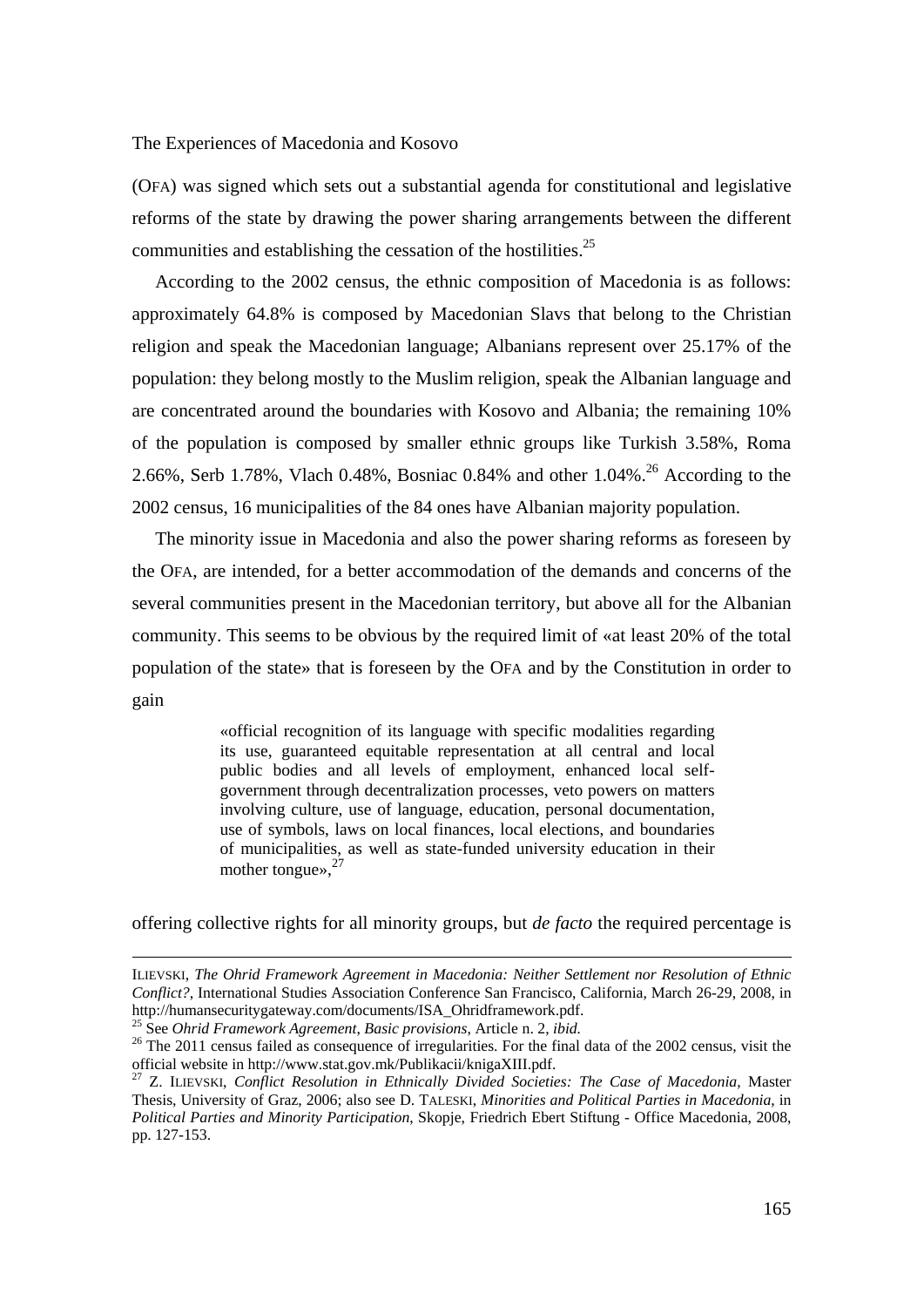(OFA) was signed which sets out a substantial agenda for constitutional and legislative reforms of the state by drawing the power sharing arrangements between the different communities and establishing the cessation of the hostilities.[25]

According to the 2002 census, the ethnic composition of Macedonia is as follows: approximately 64.8% is composed by Macedonian Slavs that belong to the Christian religion and speak the Macedonian language; Albanians represent over 25.17% of the population: they belong mostly to the Muslim religion, speak the Albanian language and are concentrated around the boundaries with Kosovo and Albania; the remaining 10% of the population is composed by smaller ethnic groups like Turkish 3.58%, Roma 2.66%, Serb 1.78%, Vlach 0.48%, Bosniac 0.84% and other 1.04%.[26] According to the 2002 census, 16 municipalities of the 84 ones have Albanian majority population.

The minority issue in Macedonia and also the power sharing reforms as foreseen by the OFA, are intended, for a better accommodation of the demands and concerns of the several communities present in the Macedonian territory, but above all for the Albanian community. This seems to be obvious by the required limit of «at least 20% of the total population of the state» that is foreseen by the OFA and by the Constitution in order to gain

> «official recognition of its language with specific modalities regarding its use, guaranteed equitable representation at all central and local public bodies and all levels of employment, enhanced local self-government through decentralization processes, veto powers on matters involving culture, use of language, education, personal documentation, use of symbols, laws on local finances, local elections, and boundaries of municipalities, as well as state-funded university education in their mother tongue»,[27]

offering collective rights for all minority groups, but *de facto* the required percentage is

---

ILIEVSKI, *The Ohrid Framework Agreement in Macedonia: Neither Settlement nor Resolution of Ethnic Conflict?*, International Studies Association Conference San Francisco, California, March 26-29, 2008, in http://humansecuritygateway.com/documents/ISA_Ohridframework.pdf.

[25] See *Ohrid Framework Agreement, Basic provisions*, Article n. 2, *ibid.*

[26] The 2011 census failed as consequence of irregularities. For the final data of the 2002 census, visit the official website in http://www.stat.gov.mk/Publikacii/knigaXIII.pdf.

[27] Z. ILIEVSKI, *Conflict Resolution in Ethnically Divided Societies: The Case of Macedonia*, Master Thesis, University of Graz, 2006; also see D. TALESKI, *Minorities and Political Parties in Macedonia*, in *Political Parties and Minority Participation*, Skopje, Friedrich Ebert Stiftung - Office Macedonia, 2008, pp. 127-153.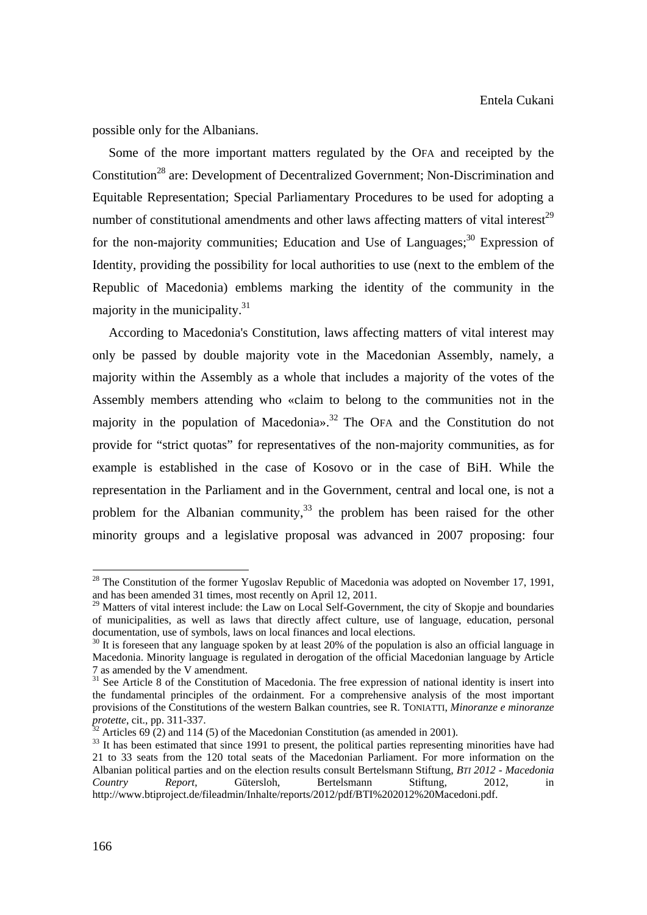possible only for the Albanians.

Some of the more important matters regulated by the OFA and receipted by the Constitution[28] are: Development of Decentralized Government; Non-Discrimination and Equitable Representation; Special Parliamentary Procedures to be used for adopting a number of constitutional amendments and other laws affecting matters of vital interest[29] for the non-majority communities; Education and Use of Languages;[30] Expression of Identity, providing the possibility for local authorities to use (next to the emblem of the Republic of Macedonia) emblems marking the identity of the community in the majority in the municipality.[31]

According to Macedonia's Constitution, laws affecting matters of vital interest may only be passed by double majority vote in the Macedonian Assembly, namely, a majority within the Assembly as a whole that includes a majority of the votes of the Assembly members attending who «claim to belong to the communities not in the majority in the population of Macedonia».[32] The OFA and the Constitution do not provide for "strict quotas" for representatives of the non-majority communities, as for example is established in the case of Kosovo or in the case of BiH. While the representation in the Parliament and in the Government, central and local one, is not a problem for the Albanian community,[33] the problem has been raised for the other minority groups and a legislative proposal was advanced in 2007 proposing: four

---

[28] The Constitution of the former Yugoslav Republic of Macedonia was adopted on November 17, 1991, and has been amended 31 times, most recently on April 12, 2011.

[29] Matters of vital interest include: the Law on Local Self-Government, the city of Skopje and boundaries of municipalities, as well as laws that directly affect culture, use of language, education, personal documentation, use of symbols, laws on local finances and local elections.

[30] It is foreseen that any language spoken by at least 20% of the population is also an official language in Macedonia. Minority language is regulated in derogation of the official Macedonian language by Article 7 as amended by the V amendment.

[31] See Article 8 of the Constitution of Macedonia. The free expression of national identity is insert into the fundamental principles of the ordainment. For a comprehensive analysis of the most important provisions of the Constitutions of the western Balkan countries, see R. TONIATTI, *Minoranze e minoranze protette*, cit., pp. 311-337.

[32] Articles 69 (2) and 114 (5) of the Macedonian Constitution (as amended in 2001).

[33] It has been estimated that since 1991 to present, the political parties representing minorities have had 21 to 33 seats from the 120 total seats of the Macedonian Parliament. For more information on the Albanian political parties and on the election results consult Bertelsmann Stiftung, *BTI 2012 - Macedonia Country Report*, Gütersloh, Bertelsmann Stiftung, 2012, in http://www.btiproject.de/fileadmin/Inhalte/reports/2012/pdf/BTI%202012%20Macedoni.pdf.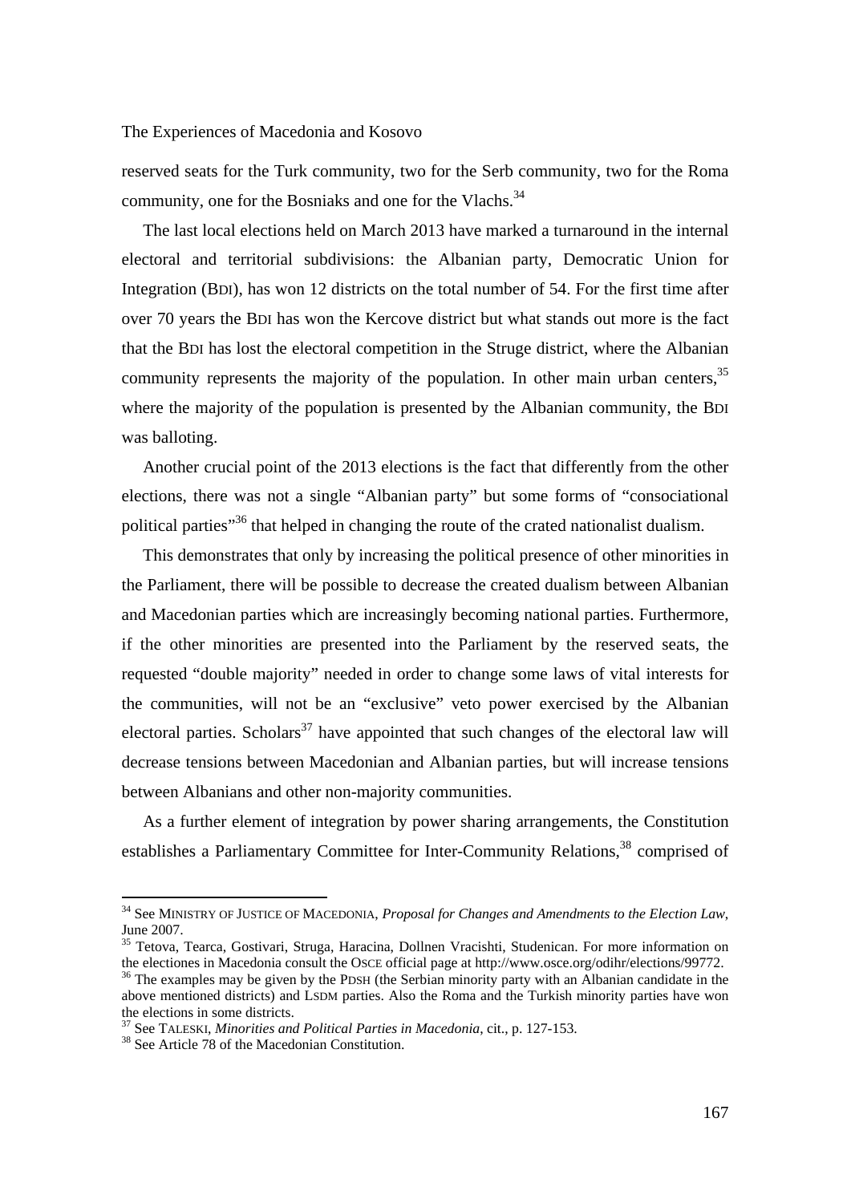reserved seats for the Turk community, two for the Serb community, two for the Roma community, one for the Bosniaks and one for the Vlachs.[34]

The last local elections held on March 2013 have marked a turnaround in the internal electoral and territorial subdivisions: the Albanian party, Democratic Union for Integration (BDI), has won 12 districts on the total number of 54. For the first time after over 70 years the BDI has won the Kercove district but what stands out more is the fact that the BDI has lost the electoral competition in the Struge district, where the Albanian community represents the majority of the population. In other main urban centers,[35] where the majority of the population is presented by the Albanian community, the BDI was balloting.

Another crucial point of the 2013 elections is the fact that differently from the other elections, there was not a single "Albanian party" but some forms of "consociational political parties"[36] that helped in changing the route of the crated nationalist dualism.

This demonstrates that only by increasing the political presence of other minorities in the Parliament, there will be possible to decrease the created dualism between Albanian and Macedonian parties which are increasingly becoming national parties. Furthermore, if the other minorities are presented into the Parliament by the reserved seats, the requested "double majority" needed in order to change some laws of vital interests for the communities, will not be an "exclusive" veto power exercised by the Albanian electoral parties. Scholars[37] have appointed that such changes of the electoral law will decrease tensions between Macedonian and Albanian parties, but will increase tensions between Albanians and other non-majority communities.

As a further element of integration by power sharing arrangements, the Constitution establishes a Parliamentary Committee for Inter-Community Relations,[38] comprised of

---

[34] See MINISTRY OF JUSTICE OF MACEDONIA, *Proposal for Changes and Amendments to the Election Law*, June 2007.

[35] Tetova, Tearca, Gostivari, Struga, Haracina, Dollnen Vracishti, Studenican. For more information on the electiones in Macedonia consult the OSCE official page at http://www.osce.org/odihr/elections/99772.

[36] The examples may be given by the PDSH (the Serbian minority party with an Albanian candidate in the above mentioned districts) and LSDM parties. Also the Roma and the Turkish minority parties have won the elections in some districts.

[37] See TALESKI, *Minorities and Political Parties in Macedonia*, cit., p. 127-153.

[38] See Article 78 of the Macedonian Constitution.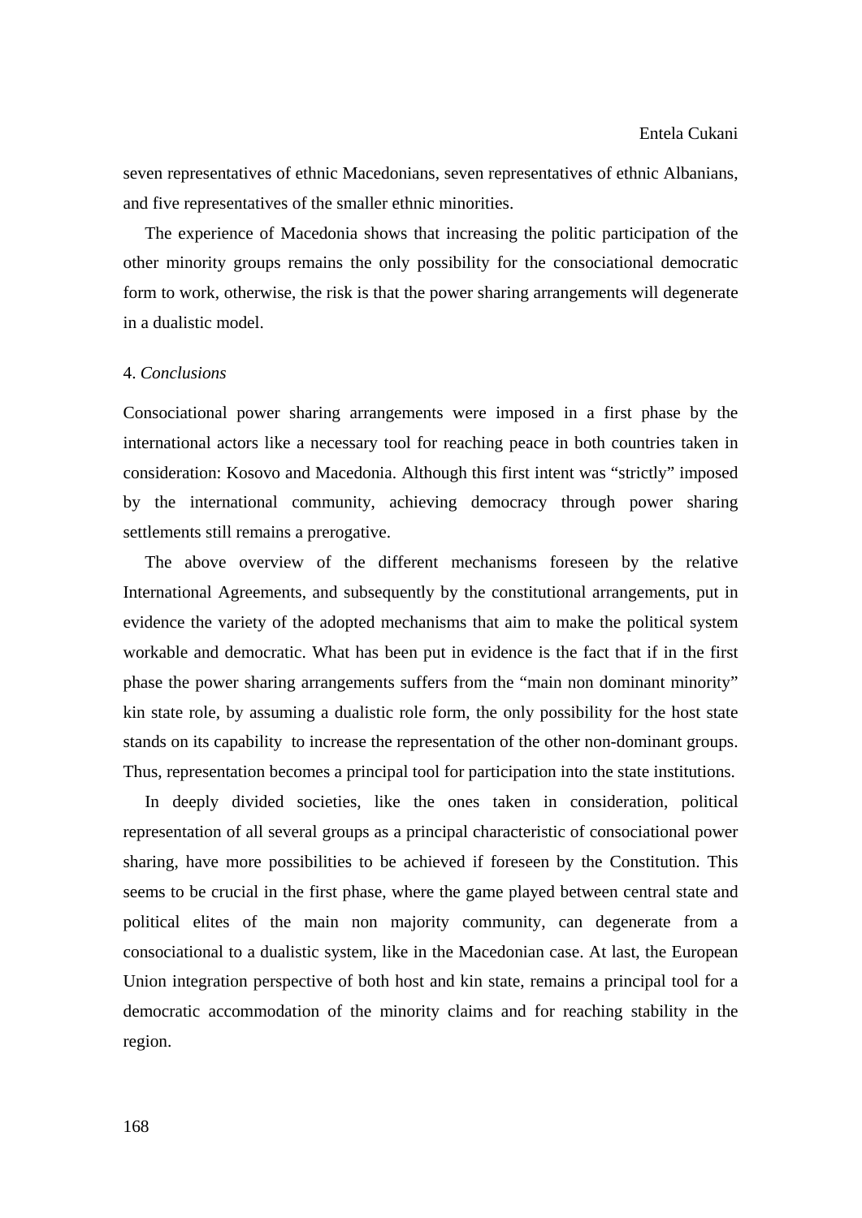seven representatives of ethnic Macedonians, seven representatives of ethnic Albanians, and five representatives of the smaller ethnic minorities.

The experience of Macedonia shows that increasing the politic participation of the other minority groups remains the only possibility for the consociational democratic form to work, otherwise, the risk is that the power sharing arrangements will degenerate in a dualistic model.

## 4. *Conclusions*

Consociational power sharing arrangements were imposed in a first phase by the international actors like a necessary tool for reaching peace in both countries taken in consideration: Kosovo and Macedonia. Although this first intent was "strictly" imposed by the international community, achieving democracy through power sharing settlements still remains a prerogative.

The above overview of the different mechanisms foreseen by the relative International Agreements, and subsequently by the constitutional arrangements, put in evidence the variety of the adopted mechanisms that aim to make the political system workable and democratic. What has been put in evidence is the fact that if in the first phase the power sharing arrangements suffers from the "main non dominant minority" kin state role, by assuming a dualistic role form, the only possibility for the host state stands on its capability to increase the representation of the other non-dominant groups. Thus, representation becomes a principal tool for participation into the state institutions.

In deeply divided societies, like the ones taken in consideration, political representation of all several groups as a principal characteristic of consociational power sharing, have more possibilities to be achieved if foreseen by the Constitution. This seems to be crucial in the first phase, where the game played between central state and political elites of the main non majority community, can degenerate from a consociational to a dualistic system, like in the Macedonian case. At last, the European Union integration perspective of both host and kin state, remains a principal tool for a democratic accommodation of the minority claims and for reaching stability in the region.